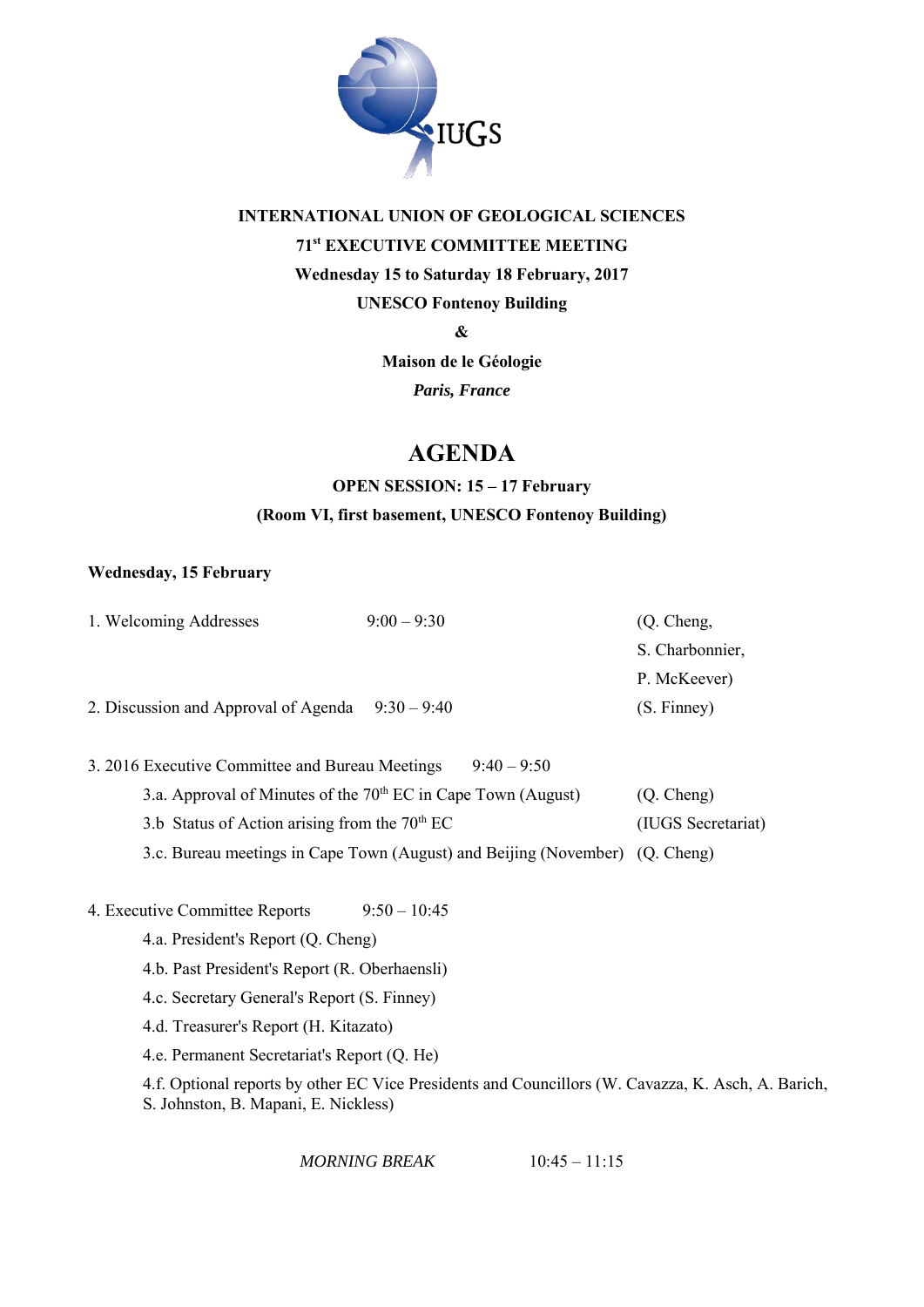**INTERNATIONAL UNION OF GEOLOGICAL SCIENCES**

**71st EXECUTIVE COMMITTEE MEETING**

**Wednesday 15 to Saturday 18 February, 2017**

**UNESCO Fontenoy Building**

**&**

**Maison de le Géologie**

***Paris, France***

# AGENDA

**OPEN SESSION: 15 – 17 February**

**(Room VI, first basement, UNESCO Fontenoy Building)**

**Wednesday, 15 February**

1. Welcoming Addresses 9:00 – 9:30 (Q. Cheng, S. Charbonnier, P. McKeever)

2. Discussion and Approval of Agenda 9:30 – 9:40 (S. Finney)

3. 2016 Executive Committee and Bureau Meetings 9:40 – 9:50
   - 3.a. Approval of Minutes of the 70th EC in Cape Town (August) (Q. Cheng)
   - 3.b Status of Action arising from the 70th EC (IUGS Secretariat)
   - 3.c. Bureau meetings in Cape Town (August) and Beijing (November) (Q. Cheng)

4. Executive Committee Reports 9:50 – 10:45
   - 4.a. President's Report (Q. Cheng)
   - 4.b. Past President's Report (R. Oberhaensli)
   - 4.c. Secretary General's Report (S. Finney)
   - 4.d. Treasurer's Report (H. Kitazato)
   - 4.e. Permanent Secretariat's Report (Q. He)
   - 4.f. Optional reports by other EC Vice Presidents and Councillors (W. Cavazza, K. Asch, A. Barich, S. Johnston, B. Mapani, E. Nickless)

*MORNING BREAK* 10:45 – 11:15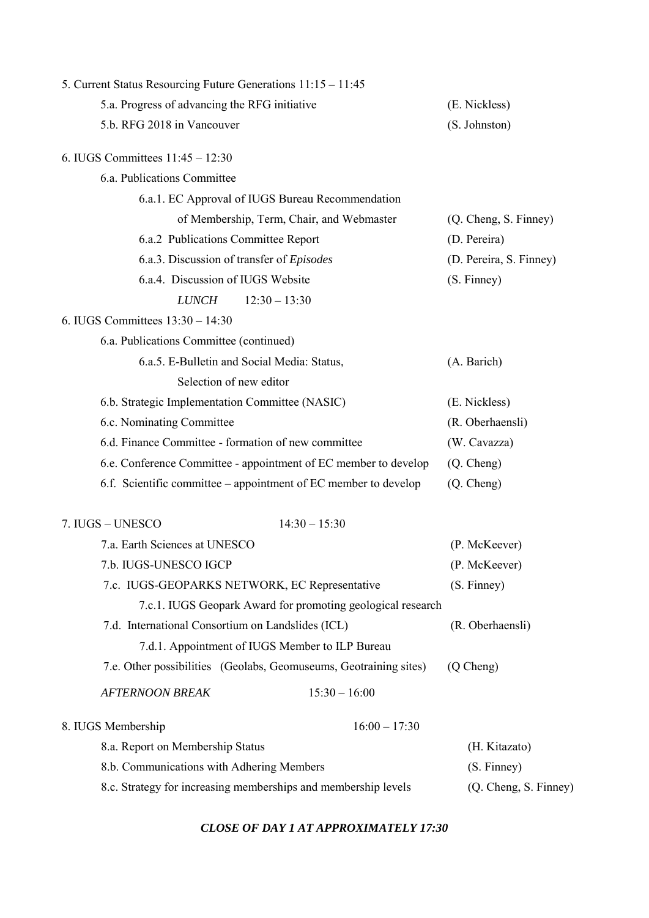5. Current Status Resourcing Future Generations 11:15 – 11:45

- 5.a. Progress of advancing the RFG initiative (E. Nickless)
- 5.b. RFG 2018 in Vancouver (S. Johnston)

6. IUGS Committees 11:45 – 12:30

- 6.a. Publications Committee
  - 6.a.1. EC Approval of IUGS Bureau Recommendation of Membership, Term, Chair, and Webmaster (Q. Cheng, S. Finney)
  - 6.a.2 Publications Committee Report (D. Pereira)
  - 6.a.3. Discussion of transfer of *Episodes* (D. Pereira, S. Finney)
  - 6.a.4. Discussion of IUGS Website (S. Finney)

*LUNCH* 12:30 – 13:30

6. IUGS Committees 13:30 – 14:30

- 6.a. Publications Committee (continued)
  - 6.a.5. E-Bulletin and Social Media: Status, Selection of new editor (A. Barich)
- 6.b. Strategic Implementation Committee (NASIC) (E. Nickless)
- 6.c. Nominating Committee (R. Oberhaensli)
- 6.d. Finance Committee - formation of new committee (W. Cavazza)
- 6.e. Conference Committee - appointment of EC member to develop (Q. Cheng)
- 6.f. Scientific committee – appointment of EC member to develop (Q. Cheng)

7. IUGS – UNESCO 14:30 – 15:30

- 7.a. Earth Sciences at UNESCO (P. McKeever)
- 7.b. IUGS-UNESCO IGCP (P. McKeever)
- 7.c. IUGS-GEOPARKS NETWORK, EC Representative (S. Finney)
  - 7.c.1. IUGS Geopark Award for promoting geological research
- 7.d. International Consortium on Landslides (ICL) (R. Oberhaensli)
  - 7.d.1. Appointment of IUGS Member to ILP Bureau
- 7.e. Other possibilities (Geolabs, Geomuseums, Geotraining sites) (Q Cheng)

*AFTERNOON BREAK* 15:30 – 16:00

8. IUGS Membership 16:00 – 17:30

- 8.a. Report on Membership Status (H. Kitazato)
- 8.b. Communications with Adhering Members (S. Finney)
- 8.c. Strategy for increasing memberships and membership levels (Q. Cheng, S. Finney)

***CLOSE OF DAY 1 AT APPROXIMATELY 17:30***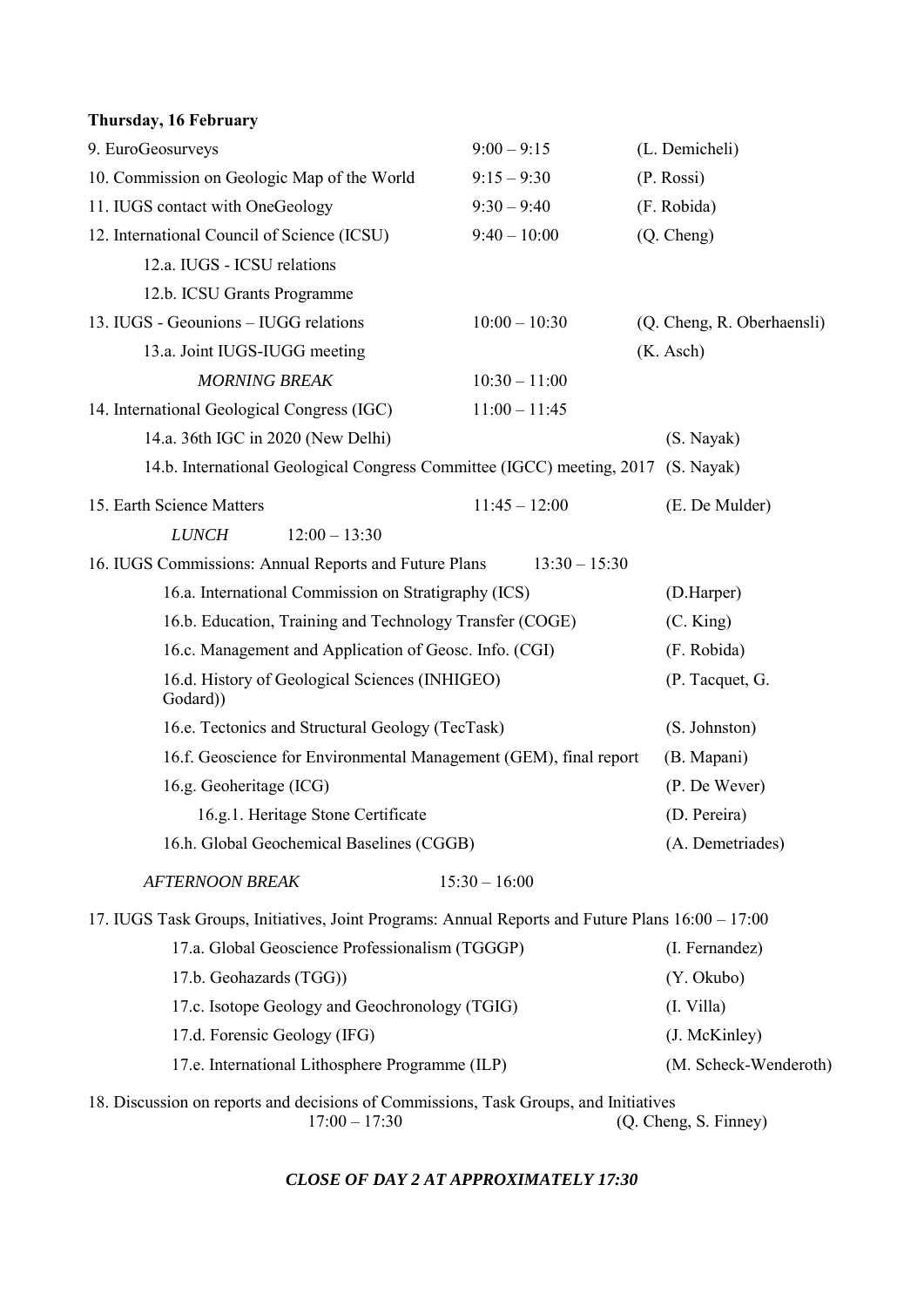**Thursday, 16 February**

| | | |
|---|---|---|
| 9. EuroGeosurveys | 9:00 – 9:15 | (L. Demicheli) |
| 10. Commission on Geologic Map of the World | 9:15 – 9:30 | (P. Rossi) |
| 11. IUGS contact with OneGeology | 9:30 – 9:40 | (F. Robida) |
| 12. International Council of Science (ICSU) | 9:40 – 10:00 | (Q. Cheng) |
| 12.a. IUGS - ICSU relations | | |
| 12.b. ICSU Grants Programme | | |
| 13. IUGS - Geounions – IUGG relations | 10:00 – 10:30 | (Q. Cheng, R. Oberhaensli) |
| 13.a. Joint IUGS-IUGG meeting | | (K. Asch) |
| *MORNING BREAK* | 10:30 – 11:00 | |
| 14. International Geological Congress (IGC) | 11:00 – 11:45 | |
| 14.a. 36th IGC in 2020 (New Delhi) | | (S. Nayak) |
| 14.b. International Geological Congress Committee (IGCC) meeting, 2017 | | (S. Nayak) |
| 15. Earth Science Matters | 11:45 – 12:00 | (E. De Mulder) |
| *LUNCH* | 12:00 – 13:30 | |

16. IUGS Commissions: Annual Reports and Future Plans 13:30 – 15:30

| | |
|---|---|
| 16.a. International Commission on Stratigraphy (ICS) | (D.Harper) |
| 16.b. Education, Training and Technology Transfer (COGE) | (C. King) |
| 16.c. Management and Application of Geosc. Info. (CGI) | (F. Robida) |
| 16.d. History of Geological Sciences (INHIGEO) | (P. Tacquet, G. Godard)) |
| 16.e. Tectonics and Structural Geology (TecTask) | (S. Johnston) |
| 16.f. Geoscience for Environmental Management (GEM), final report | (B. Mapani) |
| 16.g. Geoheritage (ICG) | (P. De Wever) |
| 16.g.1. Heritage Stone Certificate | (D. Pereira) |
| 16.h. Global Geochemical Baselines (CGGB) | (A. Demetriades) |

*AFTERNOON BREAK* 15:30 – 16:00

17. IUGS Task Groups, Initiatives, Joint Programs: Annual Reports and Future Plans 16:00 – 17:00

| | |
|---|---|
| 17.a. Global Geoscience Professionalism (TGGGP) | (I. Fernandez) |
| 17.b. Geohazards (TGG)) | (Y. Okubo) |
| 17.c. Isotope Geology and Geochronology (TGIG) | (I. Villa) |
| 17.d. Forensic Geology (IFG) | (J. McKinley) |
| 17.e. International Lithosphere Programme (ILP) | (M. Scheck-Wenderoth) |

18. Discussion on reports and decisions of Commissions, Task Groups, and Initiatives
17:00 – 17:30 (Q. Cheng, S. Finney)

***CLOSE OF DAY 2 AT APPROXIMATELY 17:30***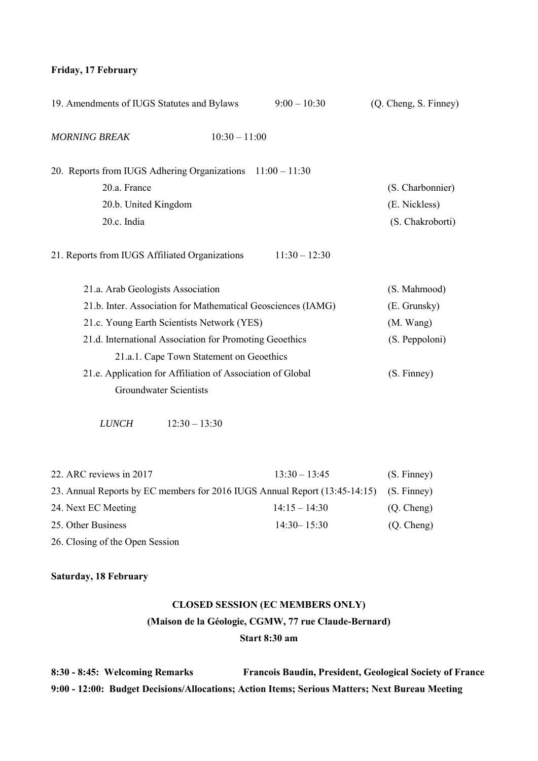**Friday, 17 February**

19. Amendments of IUGS Statutes and Bylaws 9:00 – 10:30 (Q. Cheng, S. Finney)

*MORNING BREAK* 10:30 – 11:00

20. Reports from IUGS Adhering Organizations 11:00 – 11:30
    - 20.a. France (S. Charbonnier)
    - 20.b. United Kingdom (E. Nickless)
    - 20.c. India (S. Chakroborti)

21. Reports from IUGS Affiliated Organizations 11:30 – 12:30
    - 21.a. Arab Geologists Association (S. Mahmood)
    - 21.b. Inter. Association for Mathematical Geosciences (IAMG) (E. Grunsky)
    - 21.c. Young Earth Scientists Network (YES) (M. Wang)
    - 21.d. International Association for Promoting Geoethics (S. Peppoloni)
        - 21.a.1. Cape Town Statement on Geoethics
    - 21.e. Application for Affiliation of Association of Global Groundwater Scientists (S. Finney)

*LUNCH* 12:30 – 13:30

22. ARC reviews in 2017 13:30 – 13:45 (S. Finney)
23. Annual Reports by EC members for 2016 IUGS Annual Report (13:45-14:15) (S. Finney)
24. Next EC Meeting 14:15 – 14:30 (Q. Cheng)
25. Other Business 14:30– 15:30 (Q. Cheng)
26. Closing of the Open Session

**Saturday, 18 February**

**CLOSED SESSION (EC MEMBERS ONLY)**
**(Maison de la Géologie, CGMW, 77 rue Claude-Bernard)**
**Start 8:30 am**

**8:30 - 8:45: Welcoming Remarks Francois Baudin, President, Geological Society of France**

**9:00 - 12:00: Budget Decisions/Allocations; Action Items; Serious Matters; Next Bureau Meeting**